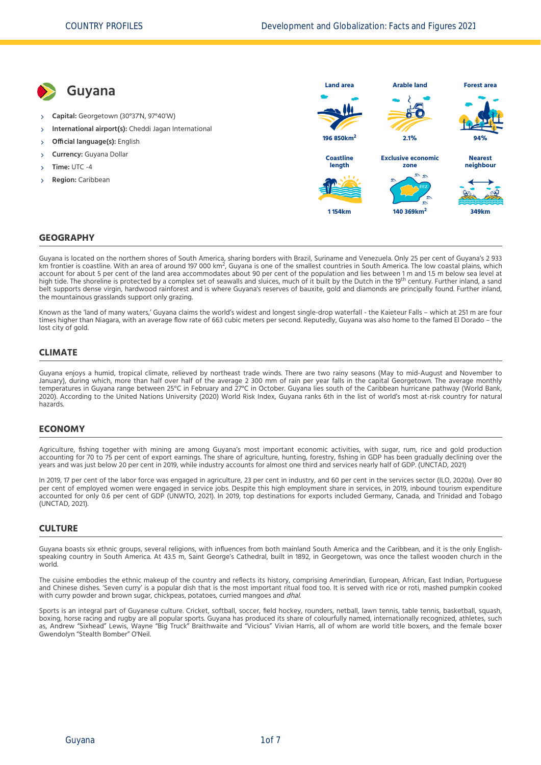# Guyana

- **Capital:** Georgetown (30°37'N, 97°40'W)
- **International airport(s):** Cheddi Jagan International
- **Official language(s):** English
- **Currency:** Guyana Dollar
- **Time:** UTC -4
- **Region:** Caribbean

| Land area | Arable land | Forest area |
|---|---|---|
| 196 850km$^2$ | 2.1% | 94% |

| Coastline length | Exclusive economic zone | Nearest neighbour |
|---|---|---|
| 1 154km | 140 369km$^2$ | 349km |

## GEOGRAPHY

Guyana is located on the northern shores of South America, sharing borders with Brazil, Suriname and Venezuela. Only 25 per cent of Guyana's 2 933 km frontier is coastline. With an area of around 197 000 km$^2$, Guyana is one of the smallest countries in South America. The low coastal plains, which account for about 5 per cent of the land area accommodates about 90 per cent of the population and lies between 1 m and 1.5 m below sea level at high tide. The shoreline is protected by a complex set of seawalls and sluices, much of it built by the Dutch in the 19th century. Further inland, a sand belt supports dense virgin, hardwood rainforest and is where Guyana's reserves of bauxite, gold and diamonds are principally found. Further inland, the mountainous grasslands support only grazing.

Known as the 'land of many waters,' Guyana claims the world's widest and longest single-drop waterfall - the Kaieteur Falls – which at 251 m are four times higher than Niagara, with an average flow rate of 663 cubic meters per second. Reputedly, Guyana was also home to the famed El Dorado – the lost city of gold.

## CLIMATE

Guyana enjoys a humid, tropical climate, relieved by northeast trade winds. There are two rainy seasons (May to mid-August and November to January), during which, more than half over half of the average 2 300 mm of rain per year falls in the capital Georgetown. The average monthly temperatures in Guyana range between 25°C in February and 27°C in October. Guyana lies south of the Caribbean hurricane pathway (World Bank, 2020). According to the United Nations University (2020) World Risk Index, Guyana ranks 6th in the list of world's most at-risk country for natural hazards.

## ECONOMY

Agriculture, fishing together with mining are among Guyana's most important economic activities, with sugar, rum, rice and gold production accounting for 70 to 75 per cent of export earnings. The share of agriculture, hunting, forestry, fishing in GDP has been gradually declining over the years and was just below 20 per cent in 2019, while industry accounts for almost one third and services nearly half of GDP. (UNCTAD, 2021)

In 2019, 17 per cent of the labor force was engaged in agriculture, 23 per cent in industry, and 60 per cent in the services sector (ILO, 2020a). Over 80 per cent of employed women were engaged in service jobs. Despite this high employment share in services, in 2019, inbound tourism expenditure accounted for only 0.6 per cent of GDP (UNWTO, 2021). In 2019, top destinations for exports included Germany, Canada, and Trinidad and Tobago (UNCTAD, 2021).

## CULTURE

Guyana boasts six ethnic groups, several religions, with influences from both mainland South America and the Caribbean, and it is the only English-speaking country in South America. At 43.5 m, Saint George's Cathedral, built in 1892, in Georgetown, was once the tallest wooden church in the world.

The cuisine embodies the ethnic makeup of the country and reflects its history, comprising Amerindian, European, African, East Indian, Portuguese and Chinese dishes. 'Seven curry' is a popular dish that is the most important ritual food too. It is served with rice or roti, mashed pumpkin cooked with curry powder and brown sugar, chickpeas, potatoes, curried mangoes and *dhal*.

Sports is an integral part of Guyanese culture. Cricket, softball, soccer, field hockey, rounders, netball, lawn tennis, table tennis, basketball, squash, boxing, horse racing and rugby are all popular sports. Guyana has produced its share of colourfully named, internationally recognized, athletes, such as, Andrew "Sixhead" Lewis, Wayne "Big Truck" Braithwaite and "Vicious" Vivian Harris, all of whom are world title boxers, and the female boxer Gwendolyn "Stealth Bomber" O'Neil.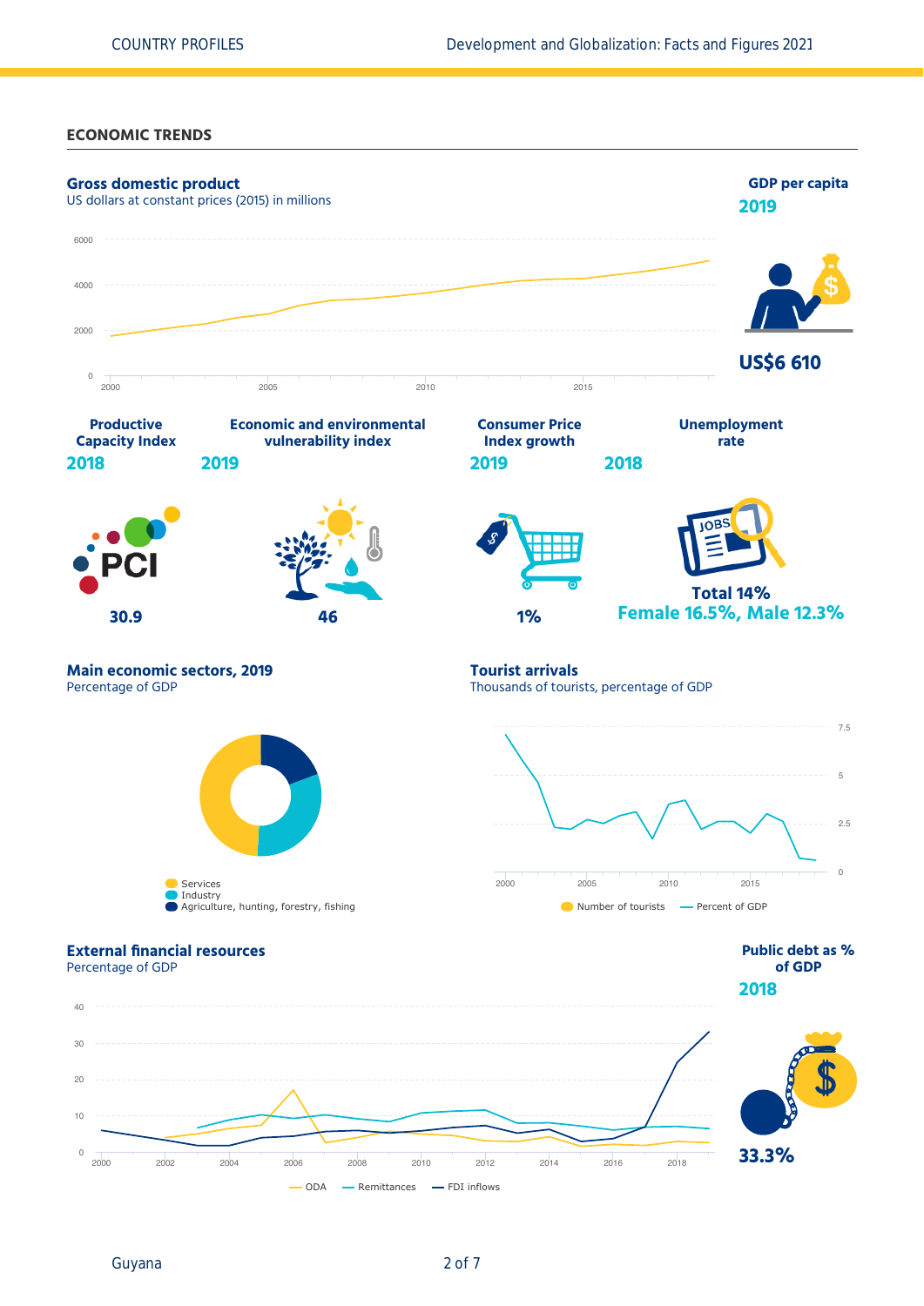## ECONOMIC TRENDS

### Gross domestic product

US dollars at constant prices (2015) in millions

6000
4000
2000
0

2000 2005 2010 2015

### GDP per capita

**2019**

**US$6 610**

### Productive Capacity Index

**2018**

PCI

**30.9**

### Economic and environmental vulnerability index

**2019**

**46**

### Consumer Price Index growth

**2019**

**1%**

### Unemployment rate

**2018**

JOBS

**Total 14%**
**Female 16.5%, Male 12.3%**

### Main economic sectors, 2019

Percentage of GDP

- Services
- Industry
- Agriculture, hunting, forestry, fishing

### Tourist arrivals

Thousands of tourists, percentage of GDP

7.5
5
2.5
0

2000 2005 2010 2015

- Number of tourists
- Percent of GDP

### External financial resources

Percentage of GDP

40
30
20
10
0

2000 2002 2004 2006 2008 2010 2012 2014 2016 2018

- ODA
- Remittances
- FDI inflows

### Public debt as % of GDP

**2018**

**33.3%**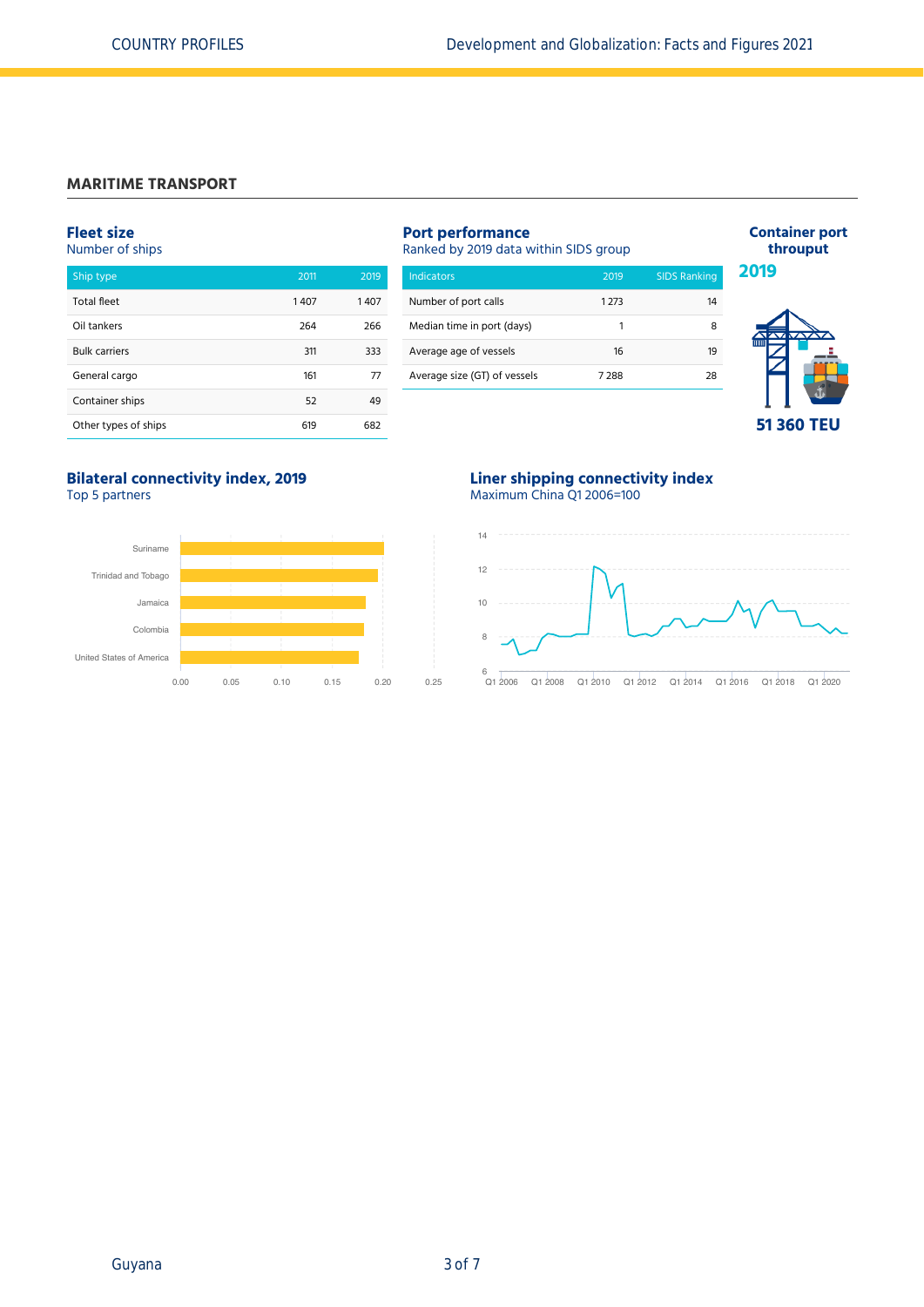## MARITIME TRANSPORT

### Fleet size
Number of ships

| Ship type | 2011 | 2019 |
|---|---|---|
| Total fleet | 1 407 | 1 407 |
| Oil tankers | 264 | 266 |
| Bulk carriers | 311 | 333 |
| General cargo | 161 | 77 |
| Container ships | 52 | 49 |
| Other types of ships | 619 | 682 |

### Port performance
Ranked by 2019 data within SIDS group

| Indicators | 2019 | SIDS Ranking |
|---|---|---|
| Number of port calls | 1 273 | 14 |
| Median time in port (days) | 1 | 8 |
| Average age of vessels | 16 | 19 |
| Average size (GT) of vessels | 7 288 | 28 |

### Container port throuput

**2019**

**51 360 TEU**

### Bilateral connectivity index, 2019
Top 5 partners

Suriname, Trinidad and Tobago, Jamaica, Colombia, United States of America

0.00 0.05 0.10 0.15 0.20 0.25

### Liner shipping connectivity index
Maximum China Q1 2006=100

Q1 2006, Q1 2008, Q1 2010, Q1 2012, Q1 2014, Q1 2016, Q1 2018, Q1 2020

6 8 10 12 14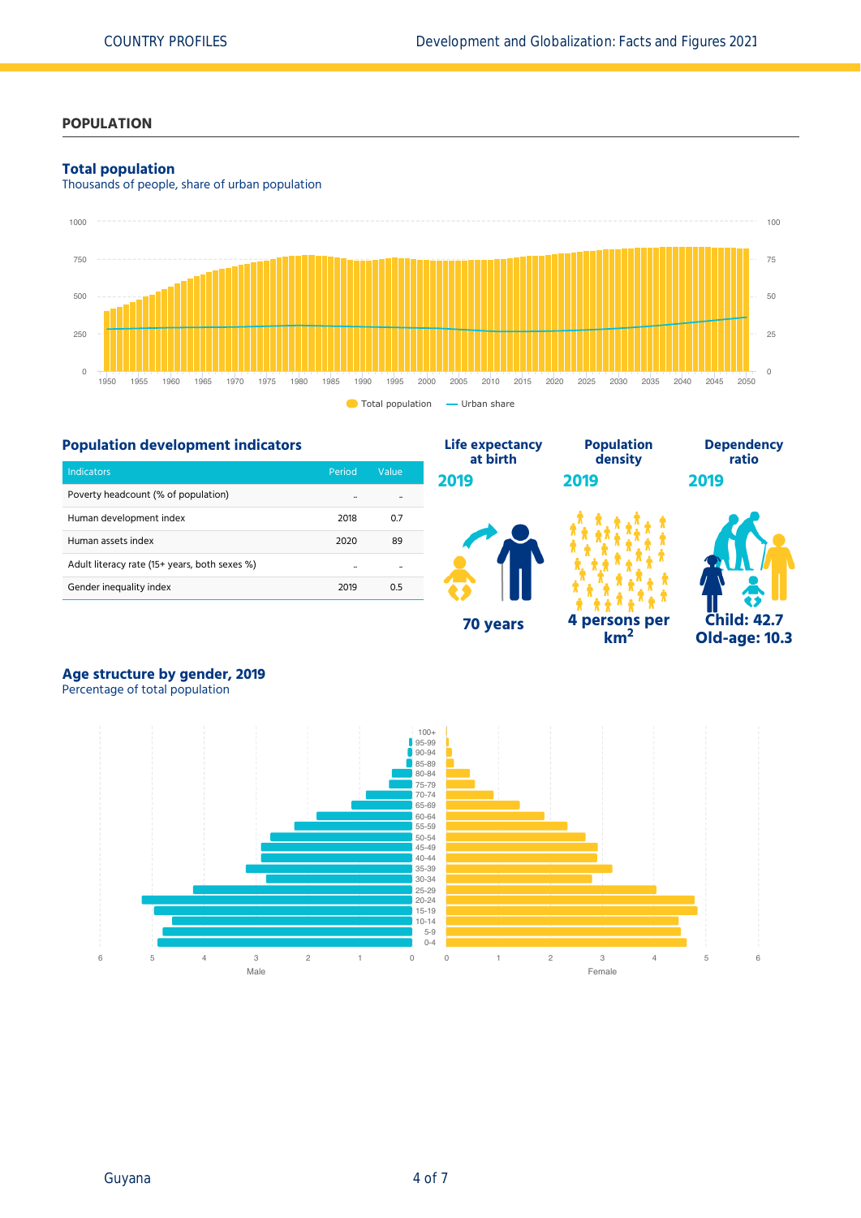## POPULATION

### Total population

Thousands of people, share of urban population

Total population — Urban share

### Population development indicators

| Indicators | Period | Value |
|---|---|---|
| Poverty headcount (% of population) | .. | .. |
| Human development index | 2018 | 0.7 |
| Human assets index | 2020 | 89 |
| Adult literacy rate (15+ years, both sexes %) | .. | .. |
| Gender inequality index | 2019 | 0.5 |

**Life expectancy at birth**

**2019**

**70 years**

**Population density**

**2019**

**4 persons per km$^2$**

**Dependency ratio**

**2019**

**Child: 42.7**
**Old-age: 10.3**

### Age structure by gender, 2019

Percentage of total population

Male — Female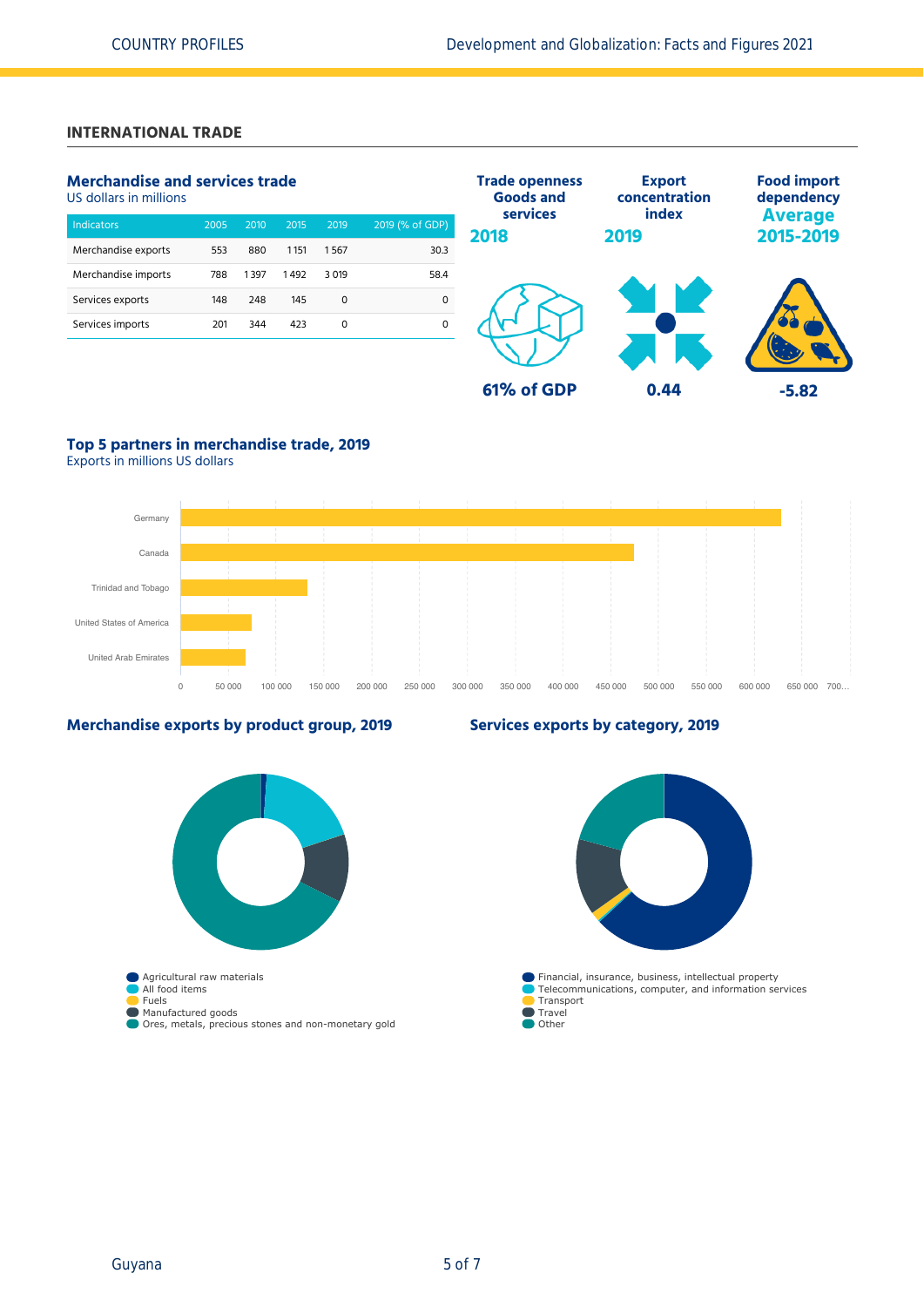## INTERNATIONAL TRADE

### Merchandise and services trade

US dollars in millions

| Indicators | 2005 | 2010 | 2015 | 2019 | 2019 (% of GDP) |
|---|---|---|---|---|---|
| Merchandise exports | 553 | 880 | 1 151 | 1 567 | 30.3 |
| Merchandise imports | 788 | 1 397 | 1 492 | 3 019 | 58.4 |
| Services exports | 148 | 248 | 145 | 0 | 0 |
| Services imports | 201 | 344 | 423 | 0 | 0 |

**Trade openness Goods and services**
**2018**

61% of GDP

**Export concentration index**
**2019**

0.44

**Food import dependency**
**Average 2015-2019**

-5.82

### Top 5 partners in merchandise trade, 2019

Exports in millions US dollars

- Germany
- Canada
- Trinidad and Tobago
- United States of America
- United Arab Emirates

0, 50 000, 100 000, 150 000, 200 000, 250 000, 300 000, 350 000, 400 000, 450 000, 500 000, 550 000, 600 000, 650 000, 700…

### Merchandise exports by product group, 2019

- Agricultural raw materials
- All food items
- Fuels
- Manufactured goods
- Ores, metals, precious stones and non-monetary gold

### Services exports by category, 2019

- Financial, insurance, business, intellectual property
- Telecommunications, computer, and information services
- Transport
- Travel
- Other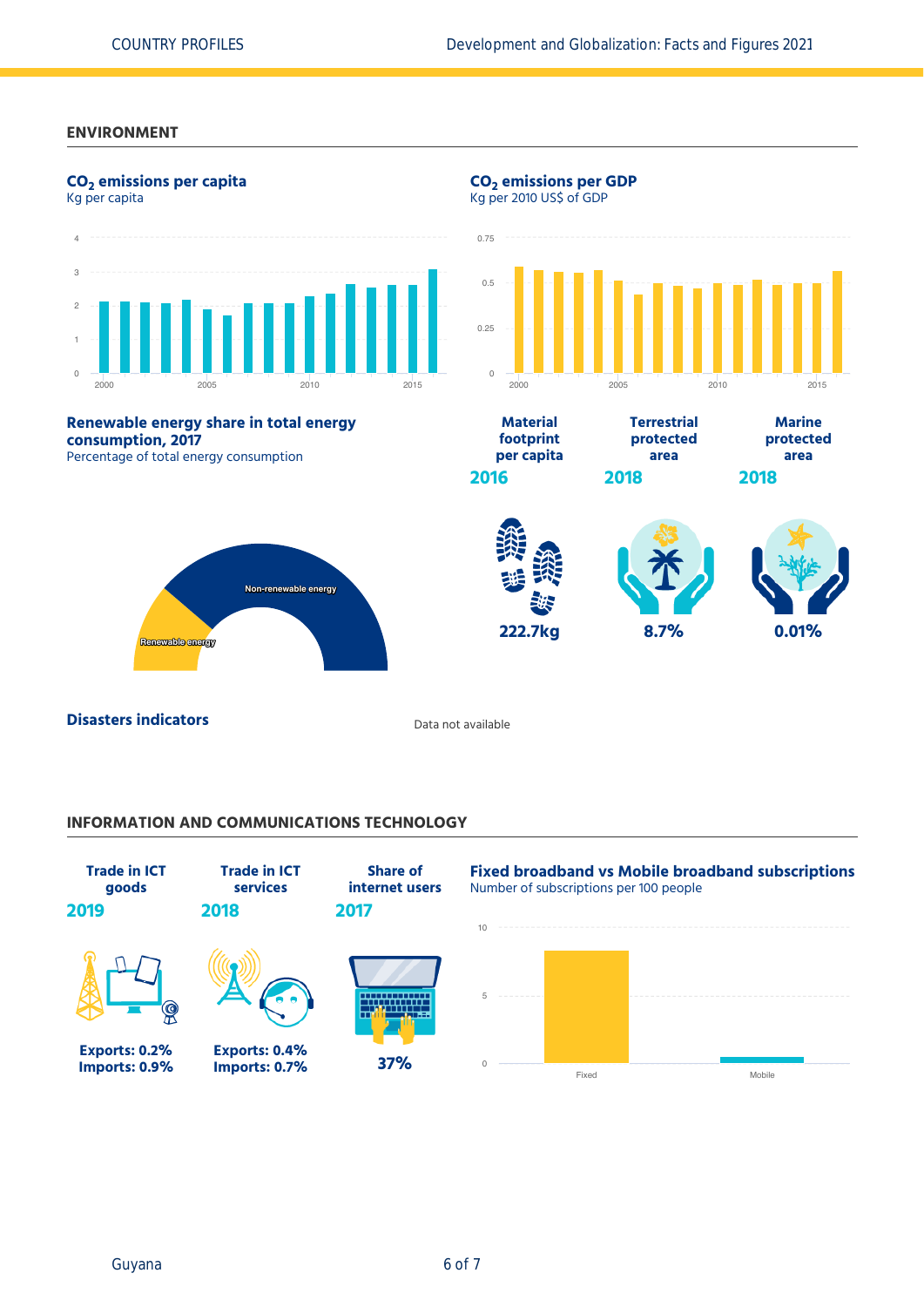## ENVIRONMENT

### $CO_2$ emissions per capita

Kg per capita

### $CO_2$ emissions per GDP

Kg per 2010 US$ of GDP

### Renewable energy share in total energy consumption, 2017

Percentage of total energy consumption

Non-renewable energy

Renewable energy

| Material footprint per capita | Terrestrial protected area | Marine protected area |
|---|---|---|
| 2016 | 2018 | 2018 |
| 222.7kg | 8.7% | 0.01% |

### Disasters indicators

Data not available

## INFORMATION AND COMMUNICATIONS TECHNOLOGY

| Trade in ICT goods | Trade in ICT services | Share of internet users |
|---|---|---|
| 2019 | 2018 | 2017 |
| Exports: 0.2%<br>Imports: 0.9% | Exports: 0.4%<br>Imports: 0.7% | 37% |

### Fixed broadband vs Mobile broadband subscriptions

Number of subscriptions per 100 people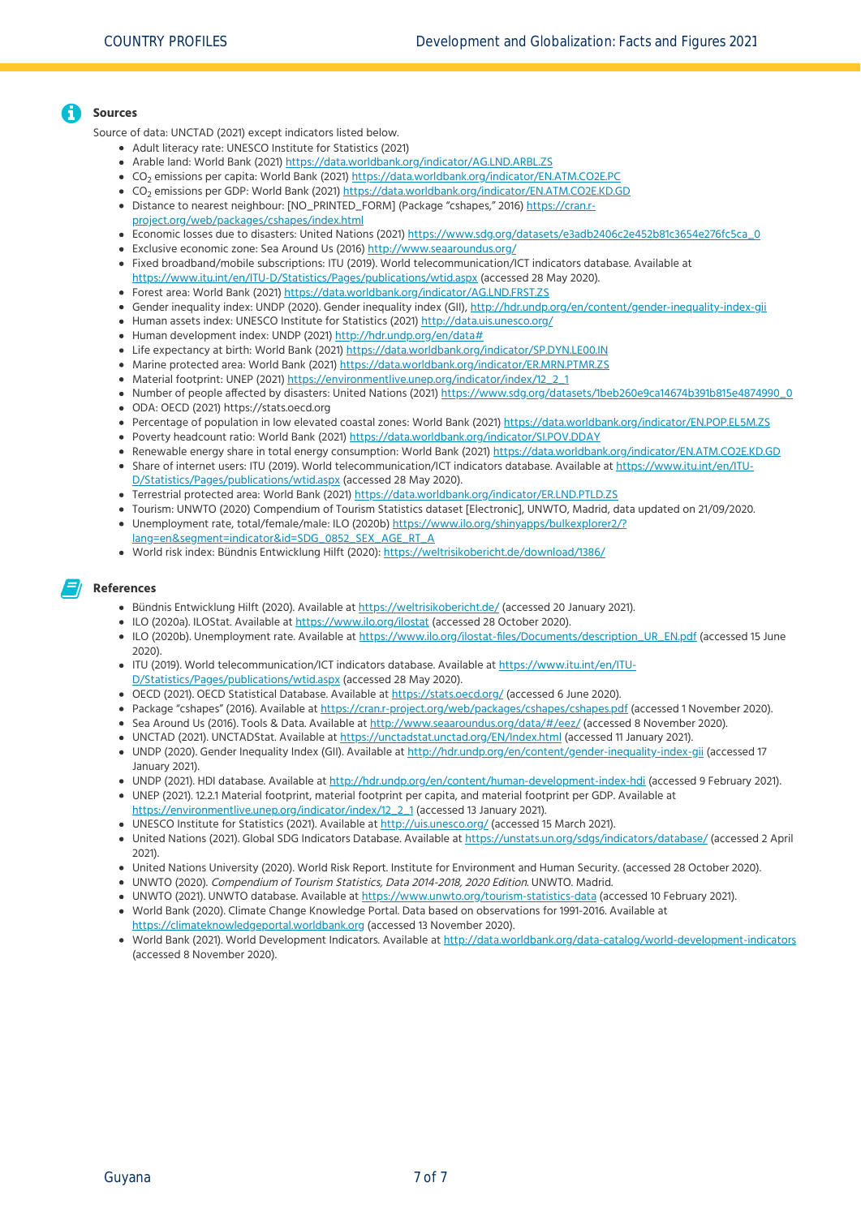## Sources

Source of data: UNCTAD (2021) except indicators listed below.

- Adult literacy rate: UNESCO Institute for Statistics (2021)
- Arable land: World Bank (2021) https://data.worldbank.org/indicator/AG.LND.ARBL.ZS
- $CO_2$ emissions per capita: World Bank (2021) https://data.worldbank.org/indicator/EN.ATM.CO2E.PC
- $CO_2$ emissions per GDP: World Bank (2021) https://data.worldbank.org/indicator/EN.ATM.CO2E.KD.GD
- Distance to nearest neighbour: [NO_PRINTED_FORM] (Package "cshapes," 2016) https://cran.r-project.org/web/packages/cshapes/index.html
- Economic losses due to disasters: United Nations (2021) https://www.sdg.org/datasets/e3adb2406c2e452b81c3654e276fc5ca_0
- Exclusive economic zone: Sea Around Us (2016) http://www.seaaroundus.org/
- Fixed broadband/mobile subscriptions: ITU (2019). World telecommunication/ICT indicators database. Available at https://www.itu.int/en/ITU-D/Statistics/Pages/publications/wtid.aspx (accessed 28 May 2020).
- Forest area: World Bank (2021) https://data.worldbank.org/indicator/AG.LND.FRST.ZS
- Gender inequality index: UNDP (2020). Gender inequality index (GII), http://hdr.undp.org/en/content/gender-inequality-index-gii
- Human assets index: UNESCO Institute for Statistics (2021) http://data.uis.unesco.org/
- Human development index: UNDP (2021) http://hdr.undp.org/en/data#
- Life expectancy at birth: World Bank (2021) https://data.worldbank.org/indicator/SP.DYN.LE00.IN
- Marine protected area: World Bank (2021) https://data.worldbank.org/indicator/ER.MRN.PTMR.ZS
- Material footprint: UNEP (2021) https://environmentlive.unep.org/indicator/index/12_2_1
- Number of people affected by disasters: United Nations (2021) https://www.sdg.org/datasets/1beb260e9ca14674b391b815e4874990_0
- ODA: OECD (2021) https://stats.oecd.org
- Percentage of population in low elevated coastal zones: World Bank (2021) https://data.worldbank.org/indicator/EN.POP.EL5M.ZS
- Poverty headcount ratio: World Bank (2021) https://data.worldbank.org/indicator/SI.POV.DDAY
- Renewable energy share in total energy consumption: World Bank (2021) https://data.worldbank.org/indicator/EN.ATM.CO2E.KD.GD
- Share of internet users: ITU (2019). World telecommunication/ICT indicators database. Available at https://www.itu.int/en/ITU-D/Statistics/Pages/publications/wtid.aspx (accessed 28 May 2020).
- Terrestrial protected area: World Bank (2021) https://data.worldbank.org/indicator/ER.LND.PTLD.ZS
- Tourism: UNWTO (2020) Compendium of Tourism Statistics dataset [Electronic], UNWTO, Madrid, data updated on 21/09/2020.
- Unemployment rate, total/female/male: ILO (2020b) https://www.ilo.org/shinyapps/bulkexplorer2/?lang=en&segment=indicator&id=SDG_0852_SEX_AGE_RT_A
- World risk index: Bündnis Entwicklung Hilft (2020): https://weltrisikobericht.de/download/1386/

## References

- Bündnis Entwicklung Hilft (2020). Available at https://weltrisikobericht.de/ (accessed 20 January 2021).
- ILO (2020a). ILOStat. Available at https://www.ilo.org/ilostat (accessed 28 October 2020).
- ILO (2020b). Unemployment rate. Available at https://www.ilo.org/ilostat-files/Documents/description_UR_EN.pdf (accessed 15 June 2020).
- ITU (2019). World telecommunication/ICT indicators database. Available at https://www.itu.int/en/ITU-D/Statistics/Pages/publications/wtid.aspx (accessed 28 May 2020).
- OECD (2021). OECD Statistical Database. Available at https://stats.oecd.org/ (accessed 6 June 2020).
- Package "cshapes" (2016). Available at https://cran.r-project.org/web/packages/cshapes/cshapes.pdf (accessed 1 November 2020).
- Sea Around Us (2016). Tools & Data. Available at http://www.seaaroundus.org/data/#/eez/ (accessed 8 November 2020).
- UNCTAD (2021). UNCTADStat. Available at https://unctadstat.unctad.org/EN/Index.html (accessed 11 January 2021).
- UNDP (2020). Gender Inequality Index (GII). Available at http://hdr.undp.org/en/content/gender-inequality-index-gii (accessed 17 January 2021).
- UNDP (2021). HDI database. Available at http://hdr.undp.org/en/content/human-development-index-hdi (accessed 9 February 2021).
- UNEP (2021). 12.2.1 Material footprint, material footprint per capita, and material footprint per GDP. Available at https://environmentlive.unep.org/indicator/index/12_2_1 (accessed 13 January 2021).
- UNESCO Institute for Statistics (2021). Available at http://uis.unesco.org/ (accessed 15 March 2021).
- United Nations (2021). Global SDG Indicators Database. Available at https://unstats.un.org/sdgs/indicators/database/ (accessed 2 April 2021).
- United Nations University (2020). World Risk Report. Institute for Environment and Human Security. (accessed 28 October 2020).
- UNWTO (2020). *Compendium of Tourism Statistics, Data 2014-2018, 2020 Edition*. UNWTO. Madrid.
- UNWTO (2021). UNWTO database. Available at https://www.unwto.org/tourism-statistics-data (accessed 10 February 2021).
- World Bank (2020). Climate Change Knowledge Portal. Data based on observations for 1991-2016. Available at https://climateknowledgeportal.worldbank.org (accessed 13 November 2020).
- World Bank (2021). World Development Indicators. Available at http://data.worldbank.org/data-catalog/world-development-indicators (accessed 8 November 2020).